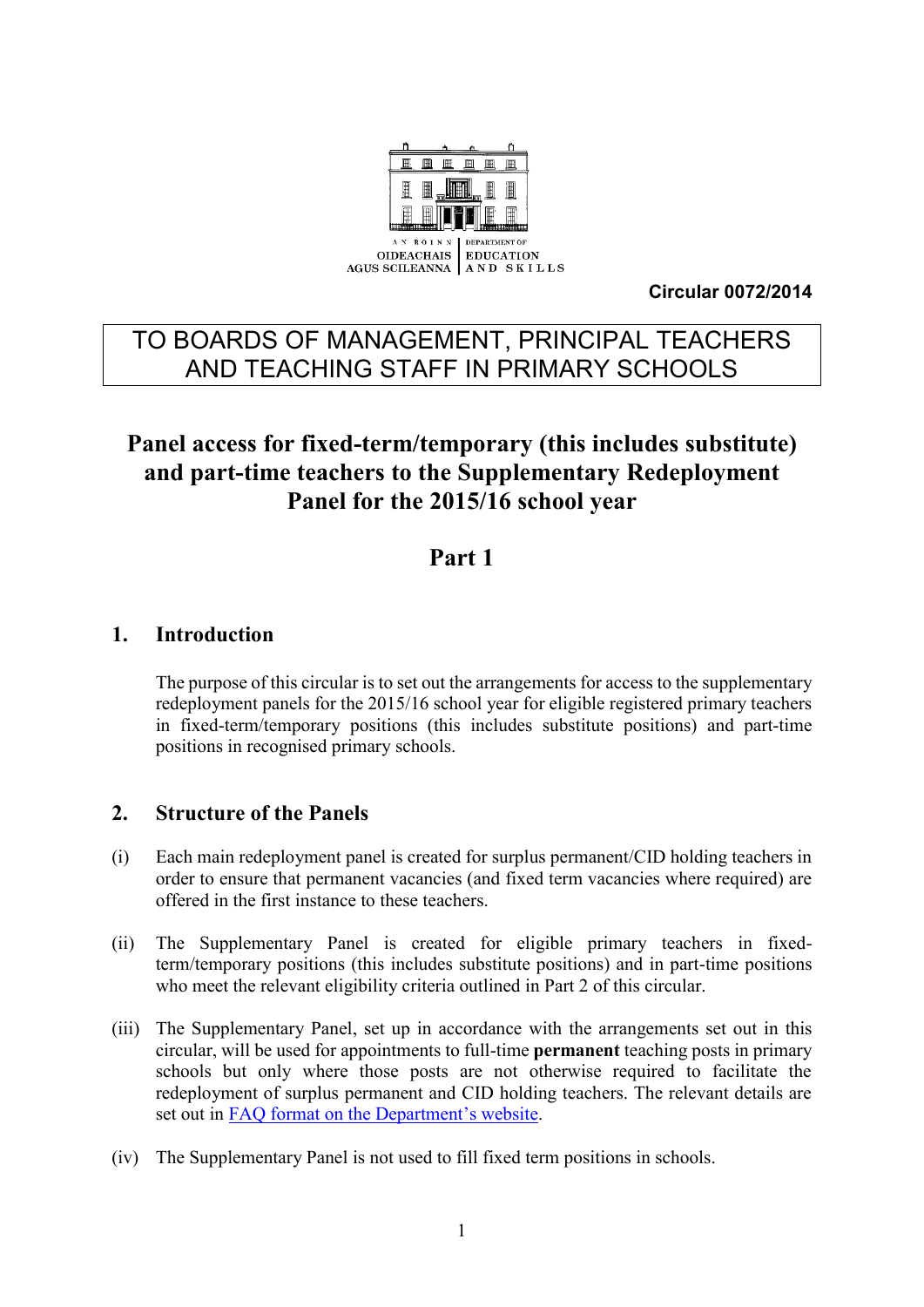AN ROINN OIDEACHAIS AGUS SCILEANNA | DEPARTMENT OF EDUCATION AND SKILLS

**Circular 0072/2014**

TO BOARDS OF MANAGEMENT, PRINCIPAL TEACHERS AND TEACHING STAFF IN PRIMARY SCHOOLS

# Panel access for fixed-term/temporary (this includes substitute) and part-time teachers to the Supplementary Redeployment Panel for the 2015/16 school year

# Part 1

## 1. Introduction

The purpose of this circular is to set out the arrangements for access to the supplementary redeployment panels for the 2015/16 school year for eligible registered primary teachers in fixed-term/temporary positions (this includes substitute positions) and part-time positions in recognised primary schools.

## 2. Structure of the Panels

(i) Each main redeployment panel is created for surplus permanent/CID holding teachers in order to ensure that permanent vacancies (and fixed term vacancies where required) are offered in the first instance to these teachers.

(ii) The Supplementary Panel is created for eligible primary teachers in fixed-term/temporary positions (this includes substitute positions) and in part-time positions who meet the relevant eligibility criteria outlined in Part 2 of this circular.

(iii) The Supplementary Panel, set up in accordance with the arrangements set out in this circular, will be used for appointments to full-time **permanent** teaching posts in primary schools but only where those posts are not otherwise required to facilitate the redeployment of surplus permanent and CID holding teachers. The relevant details are set out in [FAQ format on the Department's website](FAQ format on the Department's website).

(iv) The Supplementary Panel is not used to fill fixed term positions in schools.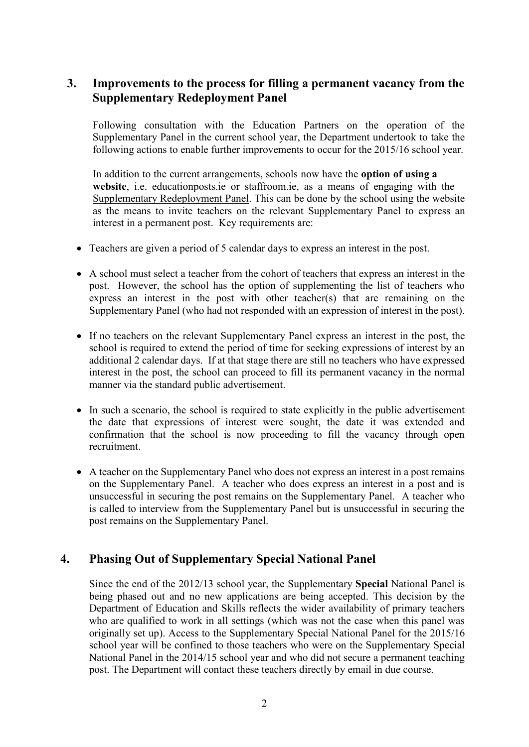## 3. Improvements to the process for filling a permanent vacancy from the Supplementary Redeployment Panel

Following consultation with the Education Partners on the operation of the Supplementary Panel in the current school year, the Department undertook to take the following actions to enable further improvements to occur for the 2015/16 school year.

In addition to the current arrangements, schools now have the **option of using a website**, i.e. educationposts.ie or staffroom.ie, as a means of engaging with the Supplementary Redeployment Panel. This can be done by the school using the website as the means to invite teachers on the relevant Supplementary Panel to express an interest in a permanent post. Key requirements are:

- Teachers are given a period of 5 calendar days to express an interest in the post.
- A school must select a teacher from the cohort of teachers that express an interest in the post. However, the school has the option of supplementing the list of teachers who express an interest in the post with other teacher(s) that are remaining on the Supplementary Panel (who had not responded with an expression of interest in the post).
- If no teachers on the relevant Supplementary Panel express an interest in the post, the school is required to extend the period of time for seeking expressions of interest by an additional 2 calendar days. If at that stage there are still no teachers who have expressed interest in the post, the school can proceed to fill its permanent vacancy in the normal manner via the standard public advertisement.
- In such a scenario, the school is required to state explicitly in the public advertisement the date that expressions of interest were sought, the date it was extended and confirmation that the school is now proceeding to fill the vacancy through open recruitment.
- A teacher on the Supplementary Panel who does not express an interest in a post remains on the Supplementary Panel. A teacher who does express an interest in a post and is unsuccessful in securing the post remains on the Supplementary Panel. A teacher who is called to interview from the Supplementary Panel but is unsuccessful in securing the post remains on the Supplementary Panel.

## 4. Phasing Out of Supplementary Special National Panel

Since the end of the 2012/13 school year, the Supplementary **Special** National Panel is being phased out and no new applications are being accepted. This decision by the Department of Education and Skills reflects the wider availability of primary teachers who are qualified to work in all settings (which was not the case when this panel was originally set up). Access to the Supplementary Special National Panel for the 2015/16 school year will be confined to those teachers who were on the Supplementary Special National Panel in the 2014/15 school year and who did not secure a permanent teaching post. The Department will contact these teachers directly by email in due course.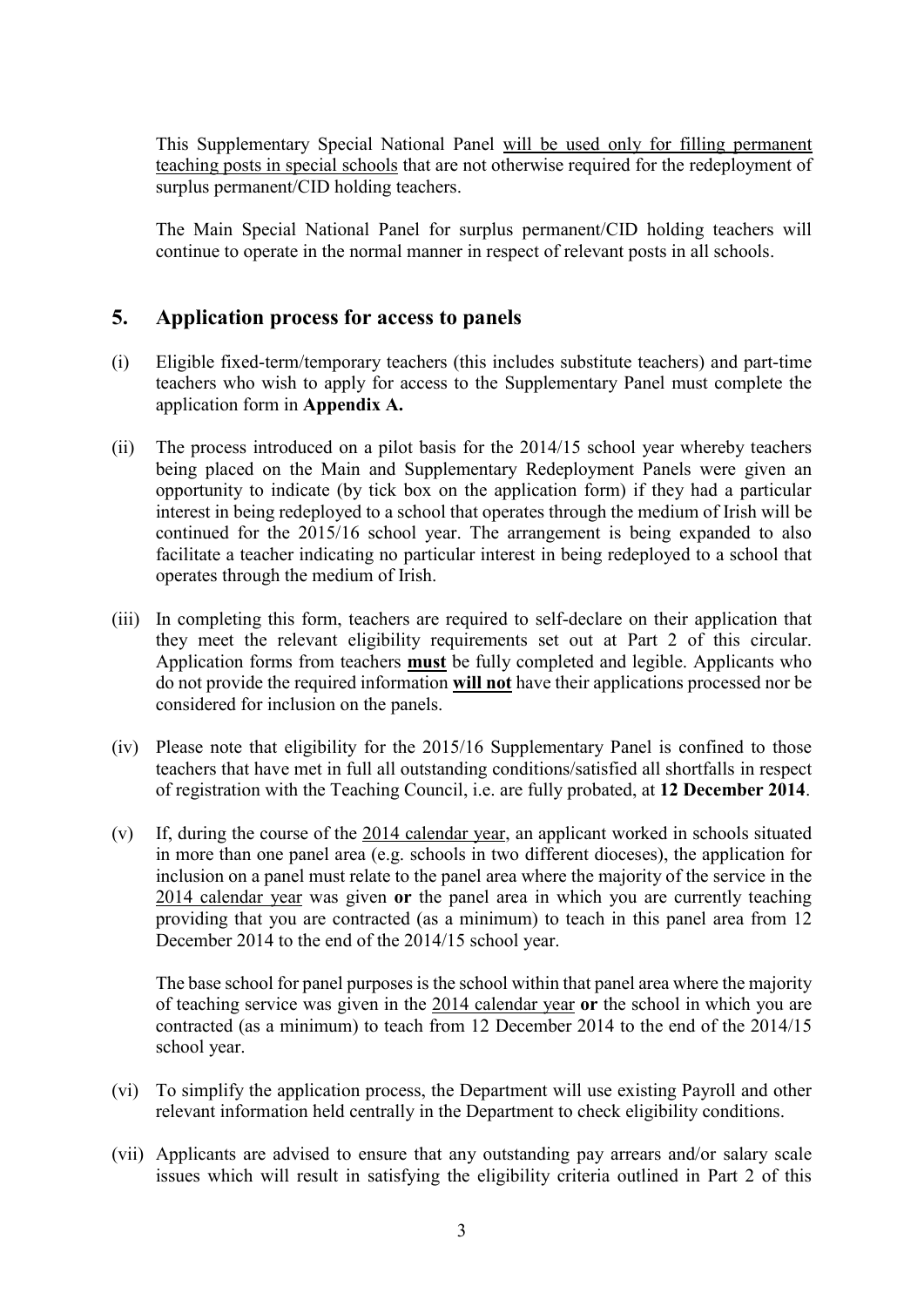This Supplementary Special National Panel will be used only for filling permanent teaching posts in special schools that are not otherwise required for the redeployment of surplus permanent/CID holding teachers.

The Main Special National Panel for surplus permanent/CID holding teachers will continue to operate in the normal manner in respect of relevant posts in all schools.

## 5. Application process for access to panels

(i) Eligible fixed-term/temporary teachers (this includes substitute teachers) and part-time teachers who wish to apply for access to the Supplementary Panel must complete the application form in **Appendix A.**

(ii) The process introduced on a pilot basis for the 2014/15 school year whereby teachers being placed on the Main and Supplementary Redeployment Panels were given an opportunity to indicate (by tick box on the application form) if they had a particular interest in being redeployed to a school that operates through the medium of Irish will be continued for the 2015/16 school year. The arrangement is being expanded to also facilitate a teacher indicating no particular interest in being redeployed to a school that operates through the medium of Irish.

(iii) In completing this form, teachers are required to self-declare on their application that they meet the relevant eligibility requirements set out at Part 2 of this circular. Application forms from teachers **must** be fully completed and legible. Applicants who do not provide the required information **will not** have their applications processed nor be considered for inclusion on the panels.

(iv) Please note that eligibility for the 2015/16 Supplementary Panel is confined to those teachers that have met in full all outstanding conditions/satisfied all shortfalls in respect of registration with the Teaching Council, i.e. are fully probated, at **12 December 2014**.

(v) If, during the course of the 2014 calendar year, an applicant worked in schools situated in more than one panel area (e.g. schools in two different dioceses), the application for inclusion on a panel must relate to the panel area where the majority of the service in the 2014 calendar year was given **or** the panel area in which you are currently teaching providing that you are contracted (as a minimum) to teach in this panel area from 12 December 2014 to the end of the 2014/15 school year.

The base school for panel purposes is the school within that panel area where the majority of teaching service was given in the 2014 calendar year **or** the school in which you are contracted (as a minimum) to teach from 12 December 2014 to the end of the 2014/15 school year.

(vi) To simplify the application process, the Department will use existing Payroll and other relevant information held centrally in the Department to check eligibility conditions.

(vii) Applicants are advised to ensure that any outstanding pay arrears and/or salary scale issues which will result in satisfying the eligibility criteria outlined in Part 2 of this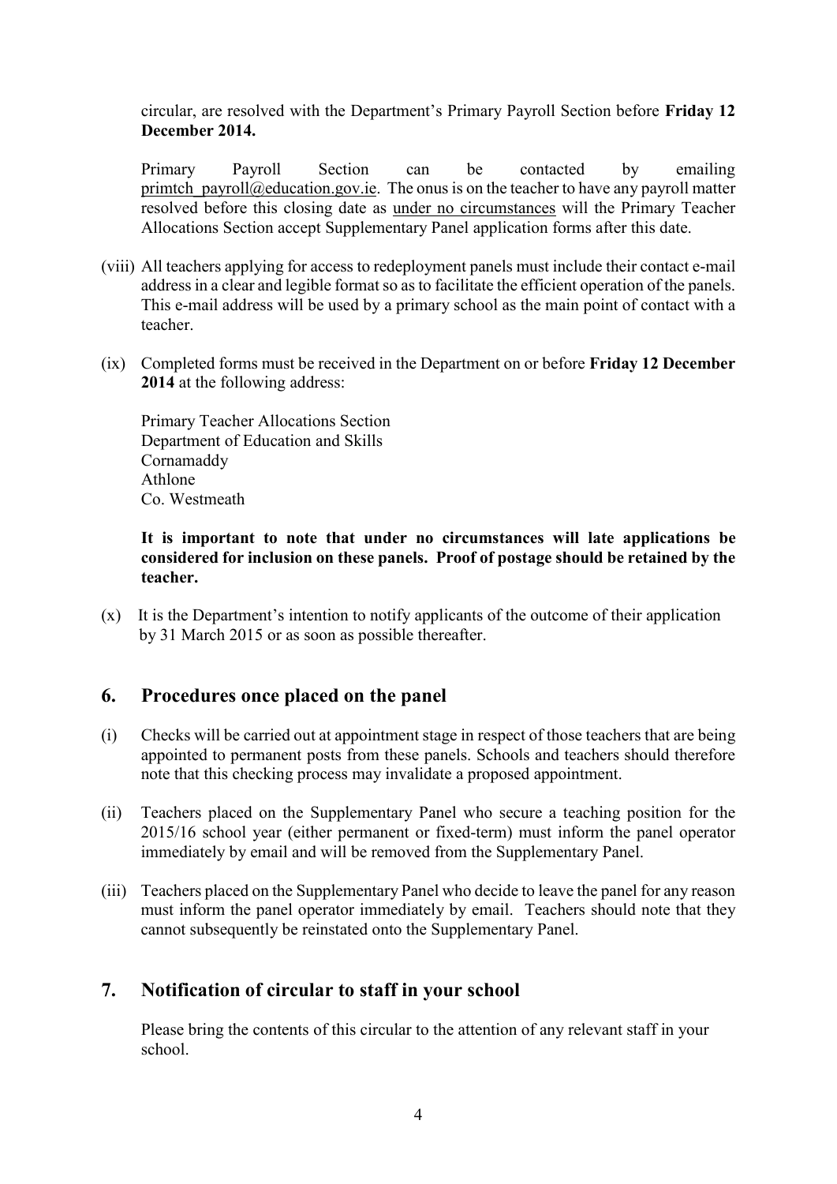circular, are resolved with the Department's Primary Payroll Section before **Friday 12 December 2014.**

Primary Payroll Section can be contacted by emailing primtch_payroll@education.gov.ie. The onus is on the teacher to have any payroll matter resolved before this closing date as under no circumstances will the Primary Teacher Allocations Section accept Supplementary Panel application forms after this date.

(viii) All teachers applying for access to redeployment panels must include their contact e-mail address in a clear and legible format so as to facilitate the efficient operation of the panels. This e-mail address will be used by a primary school as the main point of contact with a teacher.

(ix) Completed forms must be received in the Department on or before **Friday 12 December 2014** at the following address:

Primary Teacher Allocations Section
Department of Education and Skills
Cornamaddy
Athlone
Co. Westmeath

**It is important to note that under no circumstances will late applications be considered for inclusion on these panels. Proof of postage should be retained by the teacher.**

(x) It is the Department's intention to notify applicants of the outcome of their application by 31 March 2015 or as soon as possible thereafter.

## 6. Procedures once placed on the panel

(i) Checks will be carried out at appointment stage in respect of those teachers that are being appointed to permanent posts from these panels. Schools and teachers should therefore note that this checking process may invalidate a proposed appointment.

(ii) Teachers placed on the Supplementary Panel who secure a teaching position for the 2015/16 school year (either permanent or fixed-term) must inform the panel operator immediately by email and will be removed from the Supplementary Panel.

(iii) Teachers placed on the Supplementary Panel who decide to leave the panel for any reason must inform the panel operator immediately by email. Teachers should note that they cannot subsequently be reinstated onto the Supplementary Panel.

## 7. Notification of circular to staff in your school

Please bring the contents of this circular to the attention of any relevant staff in your school.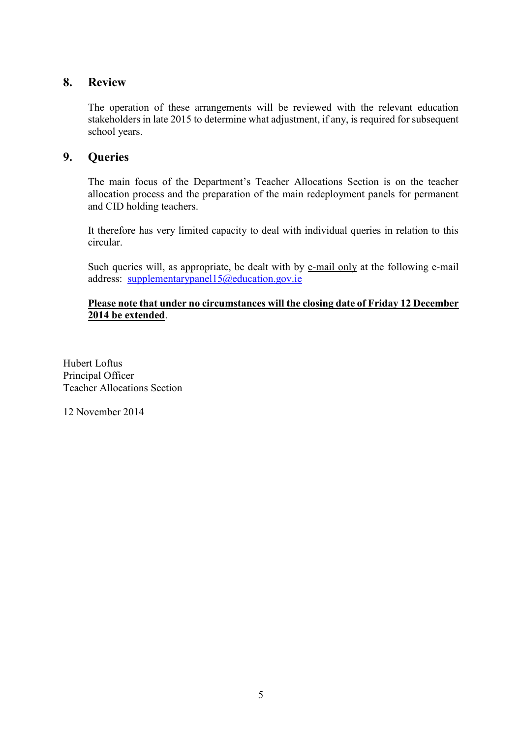## 8. Review

The operation of these arrangements will be reviewed with the relevant education stakeholders in late 2015 to determine what adjustment, if any, is required for subsequent school years.

## 9. Queries

The main focus of the Department's Teacher Allocations Section is on the teacher allocation process and the preparation of the main redeployment panels for permanent and CID holding teachers.

It therefore has very limited capacity to deal with individual queries in relation to this circular.

Such queries will, as appropriate, be dealt with by <u>e-mail only</u> at the following e-mail address: supplementarypanel15@education.gov.ie

<u>**Please note that under no circumstances will the closing date of Friday 12 December 2014 be extended**</u>.

Hubert Loftus
Principal Officer
Teacher Allocations Section

12 November 2014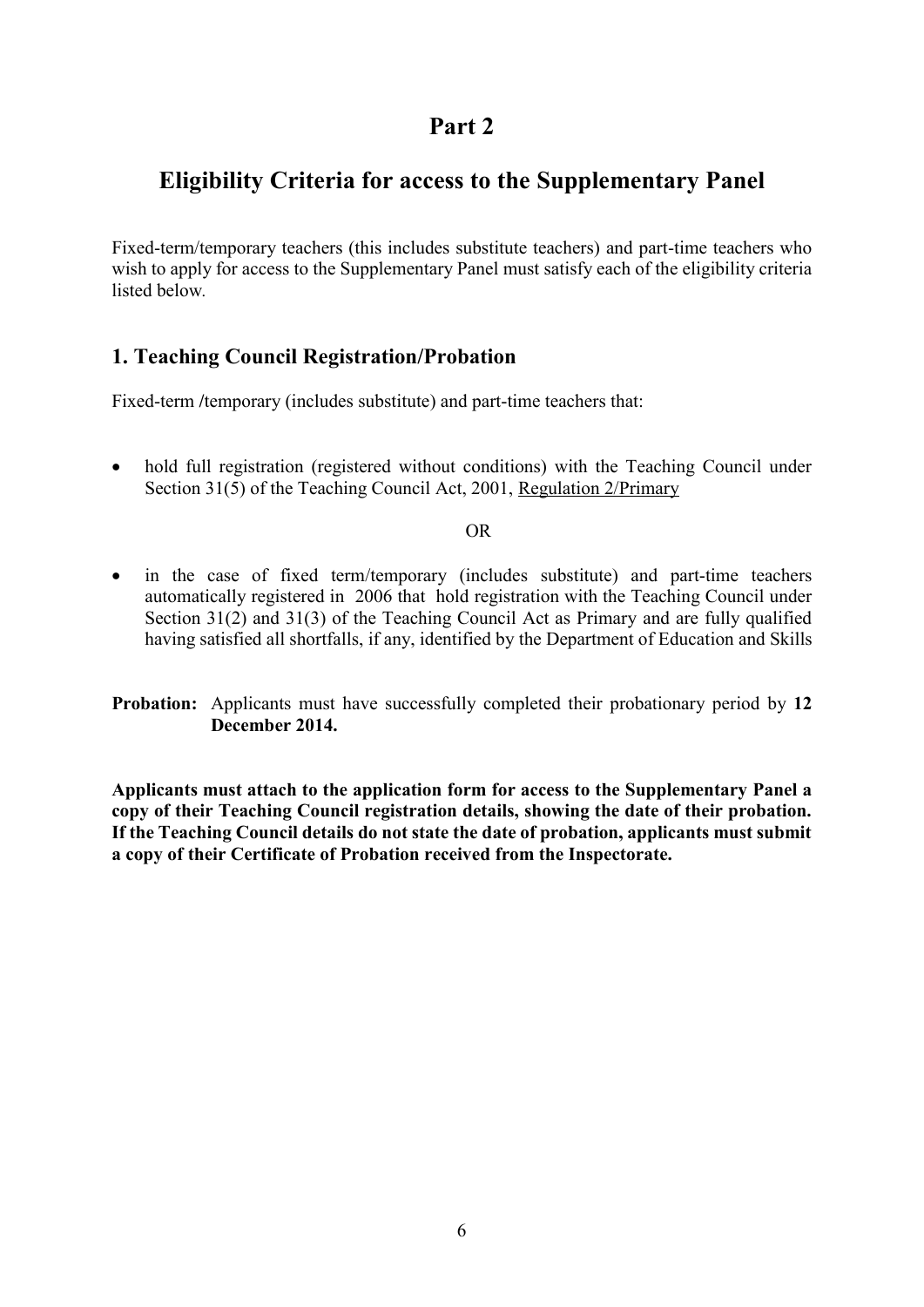# Part 2

# Eligibility Criteria for access to the Supplementary Panel

Fixed-term/temporary teachers (this includes substitute teachers) and part-time teachers who wish to apply for access to the Supplementary Panel must satisfy each of the eligibility criteria listed below.

## 1. Teaching Council Registration/Probation

Fixed-term /temporary (includes substitute) and part-time teachers that:

- hold full registration (registered without conditions) with the Teaching Council under Section 31(5) of the Teaching Council Act, 2001, Regulation 2/Primary

OR

- in the case of fixed term/temporary (includes substitute) and part-time teachers automatically registered in 2006 that hold registration with the Teaching Council under Section 31(2) and 31(3) of the Teaching Council Act as Primary and are fully qualified having satisfied all shortfalls, if any, identified by the Department of Education and Skills

**Probation:** Applicants must have successfully completed their probationary period by **12 December 2014.**

**Applicants must attach to the application form for access to the Supplementary Panel a copy of their Teaching Council registration details, showing the date of their probation. If the Teaching Council details do not state the date of probation, applicants must submit a copy of their Certificate of Probation received from the Inspectorate.**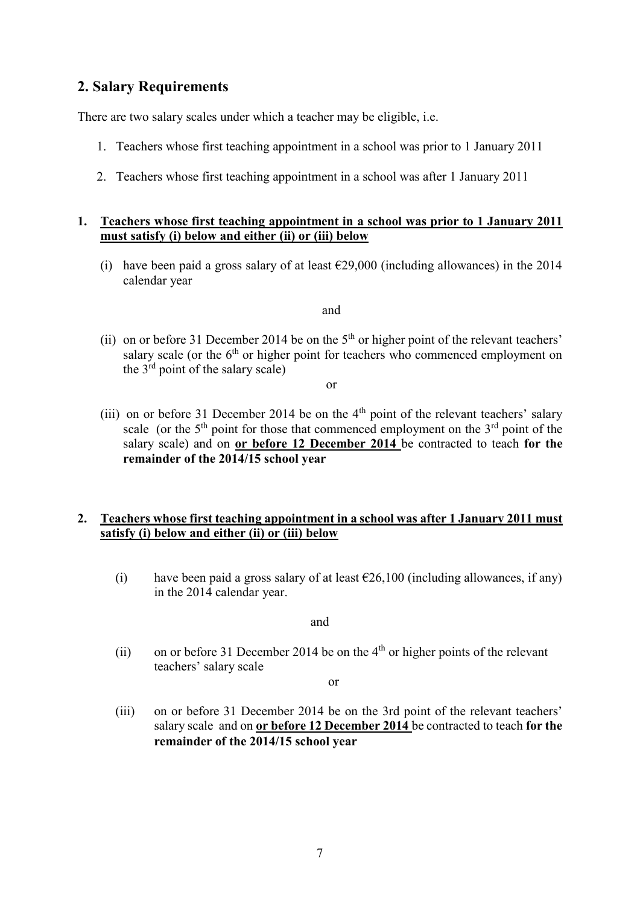## 2. Salary Requirements

There are two salary scales under which a teacher may be eligible, i.e.

1. Teachers whose first teaching appointment in a school was prior to 1 January 2011
2. Teachers whose first teaching appointment in a school was after 1 January 2011

**1. Teachers whose first teaching appointment in a school was prior to 1 January 2011 must satisfy (i) below and either (ii) or (iii) below**

(i) have been paid a gross salary of at least €29,000 (including allowances) in the 2014 calendar year

and

(ii) on or before 31 December 2014 be on the 5th or higher point of the relevant teachers' salary scale (or the 6th or higher point for teachers who commenced employment on the 3rd point of the salary scale)

or

(iii) on or before 31 December 2014 be on the 4th point of the relevant teachers' salary scale (or the 5th point for those that commenced employment on the 3rd point of the salary scale) and on **or before 12 December 2014** be contracted to teach **for the remainder of the 2014/15 school year**

**2. Teachers whose first teaching appointment in a school was after 1 January 2011 must satisfy (i) below and either (ii) or (iii) below**

(i) have been paid a gross salary of at least €26,100 (including allowances, if any) in the 2014 calendar year.

and

(ii) on or before 31 December 2014 be on the 4th or higher points of the relevant teachers' salary scale

or

(iii) on or before 31 December 2014 be on the 3rd point of the relevant teachers' salary scale and on **or before 12 December 2014** be contracted to teach **for the remainder of the 2014/15 school year**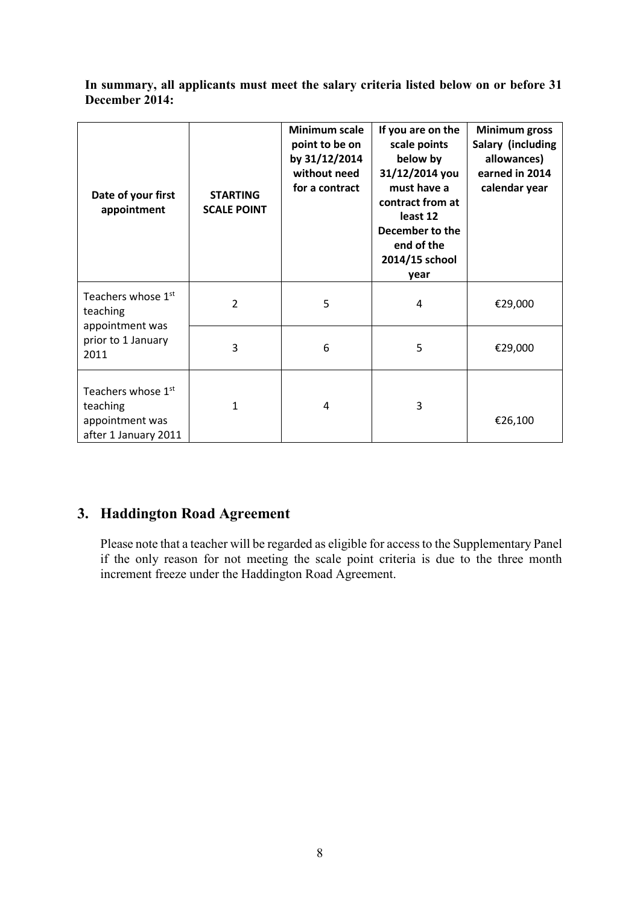**In summary, all applicants must meet the salary criteria listed below on or before 31 December 2014:**

| Date of your first appointment | STARTING SCALE POINT | Minimum scale point to be on by 31/12/2014 without need for a contract | If you are on the scale points below by 31/12/2014 you must have a contract from at least 12 December to the end of the 2014/15 school year | Minimum gross Salary (including allowances) earned in 2014 calendar year |
|---|---|---|---|---|
| Teachers whose 1st teaching appointment was prior to 1 January 2011 | 2 | 5 | 4 | €29,000 |
| | 3 | 6 | 5 | €29,000 |
| Teachers whose 1st teaching appointment was after 1 January 2011 | 1 | 4 | 3 | €26,100 |

## 3. Haddington Road Agreement

Please note that a teacher will be regarded as eligible for access to the Supplementary Panel if the only reason for not meeting the scale point criteria is due to the three month increment freeze under the Haddington Road Agreement.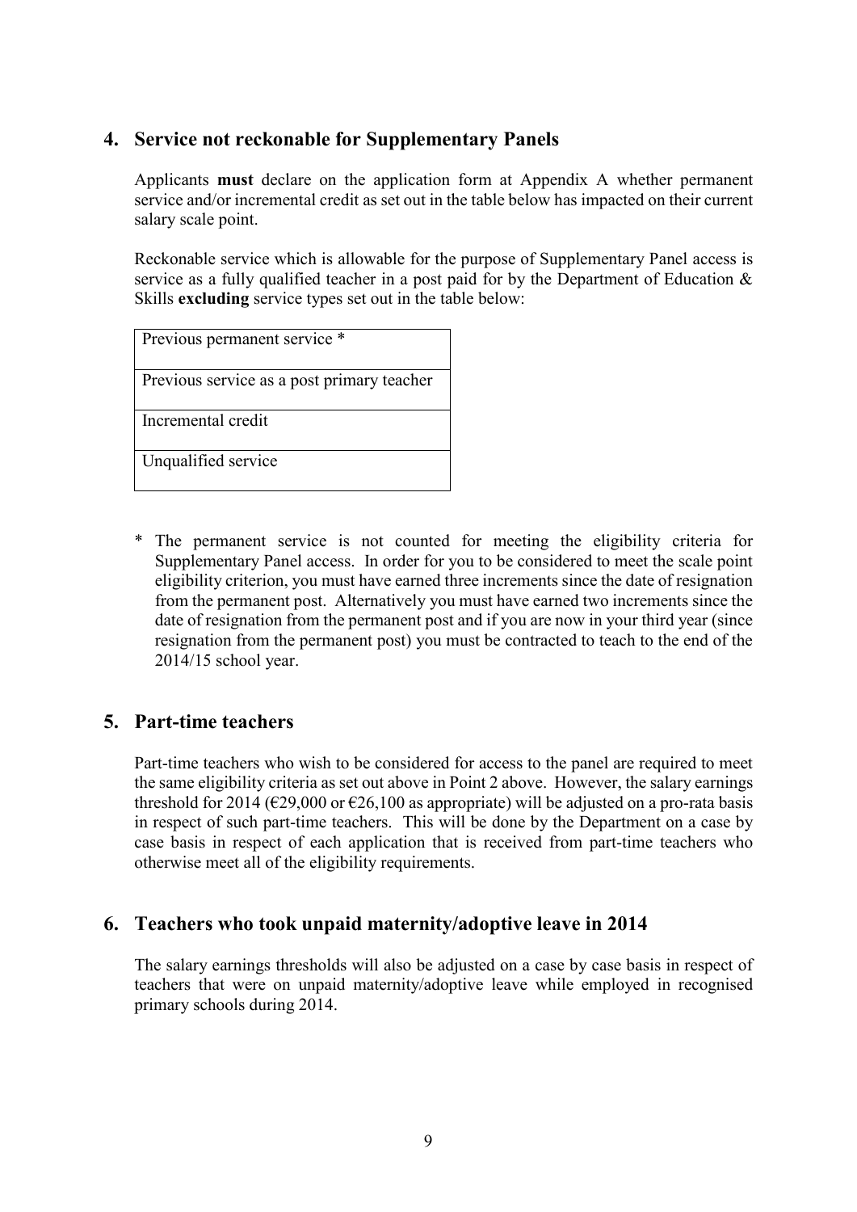## 4. Service not reckonable for Supplementary Panels

Applicants **must** declare on the application form at Appendix A whether permanent service and/or incremental credit as set out in the table below has impacted on their current salary scale point.

Reckonable service which is allowable for the purpose of Supplementary Panel access is service as a fully qualified teacher in a post paid for by the Department of Education & Skills **excluding** service types set out in the table below:

| Previous permanent service * |
|---|
| Previous service as a post primary teacher |
| Incremental credit |
| Unqualified service |

\* The permanent service is not counted for meeting the eligibility criteria for Supplementary Panel access. In order for you to be considered to meet the scale point eligibility criterion, you must have earned three increments since the date of resignation from the permanent post. Alternatively you must have earned two increments since the date of resignation from the permanent post and if you are now in your third year (since resignation from the permanent post) you must be contracted to teach to the end of the 2014/15 school year.

## 5. Part-time teachers

Part-time teachers who wish to be considered for access to the panel are required to meet the same eligibility criteria as set out above in Point 2 above. However, the salary earnings threshold for 2014 (€29,000 or €26,100 as appropriate) will be adjusted on a pro-rata basis in respect of such part-time teachers. This will be done by the Department on a case by case basis in respect of each application that is received from part-time teachers who otherwise meet all of the eligibility requirements.

## 6. Teachers who took unpaid maternity/adoptive leave in 2014

The salary earnings thresholds will also be adjusted on a case by case basis in respect of teachers that were on unpaid maternity/adoptive leave while employed in recognised primary schools during 2014.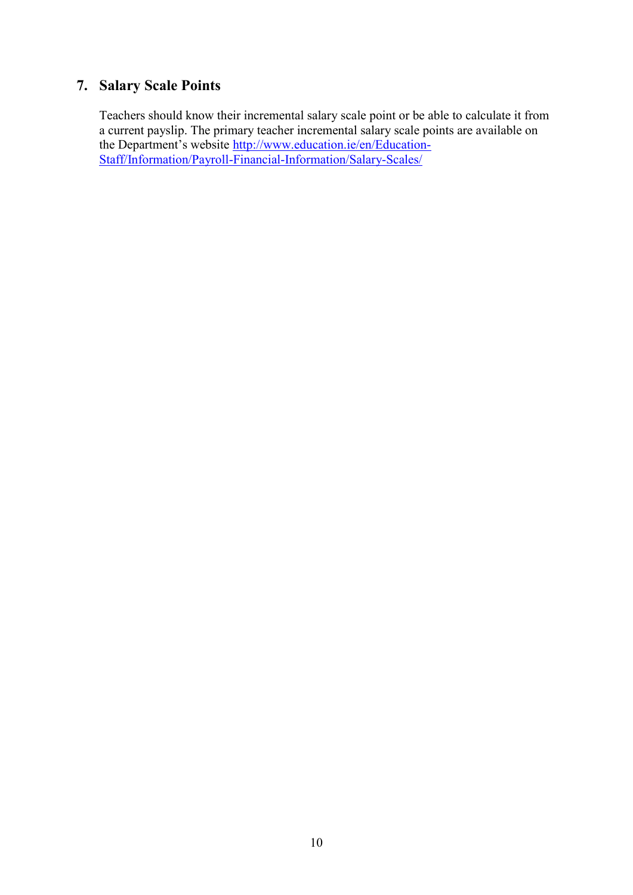## 7. Salary Scale Points

Teachers should know their incremental salary scale point or be able to calculate it from a current payslip. The primary teacher incremental salary scale points are available on the Department's website http://www.education.ie/en/Education-Staff/Information/Payroll-Financial-Information/Salary-Scales/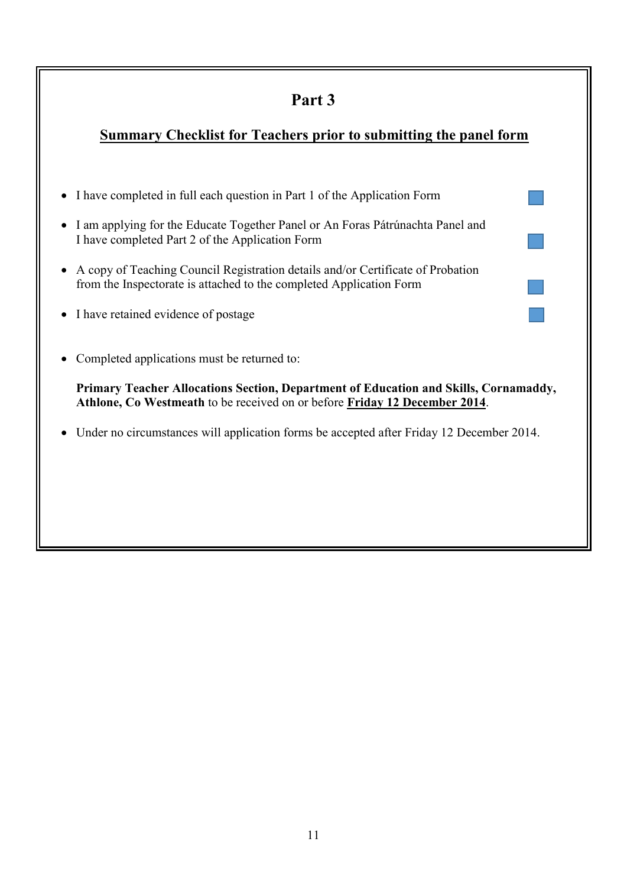# Part 3

## Summary Checklist for Teachers prior to submitting the panel form

- I have completed in full each question in Part 1 of the Application Form ☐
- I am applying for the Educate Together Panel or An Foras Pátrúnachta Panel and I have completed Part 2 of the Application Form ☐
- A copy of Teaching Council Registration details and/or Certificate of Probation from the Inspectorate is attached to the completed Application Form ☐
- I have retained evidence of postage ☐
- Completed applications must be returned to:

  **Primary Teacher Allocations Section, Department of Education and Skills, Cornamaddy, Athlone, Co Westmeath** to be received on or before **Friday 12 December 2014**.

- Under no circumstances will application forms be accepted after Friday 12 December 2014.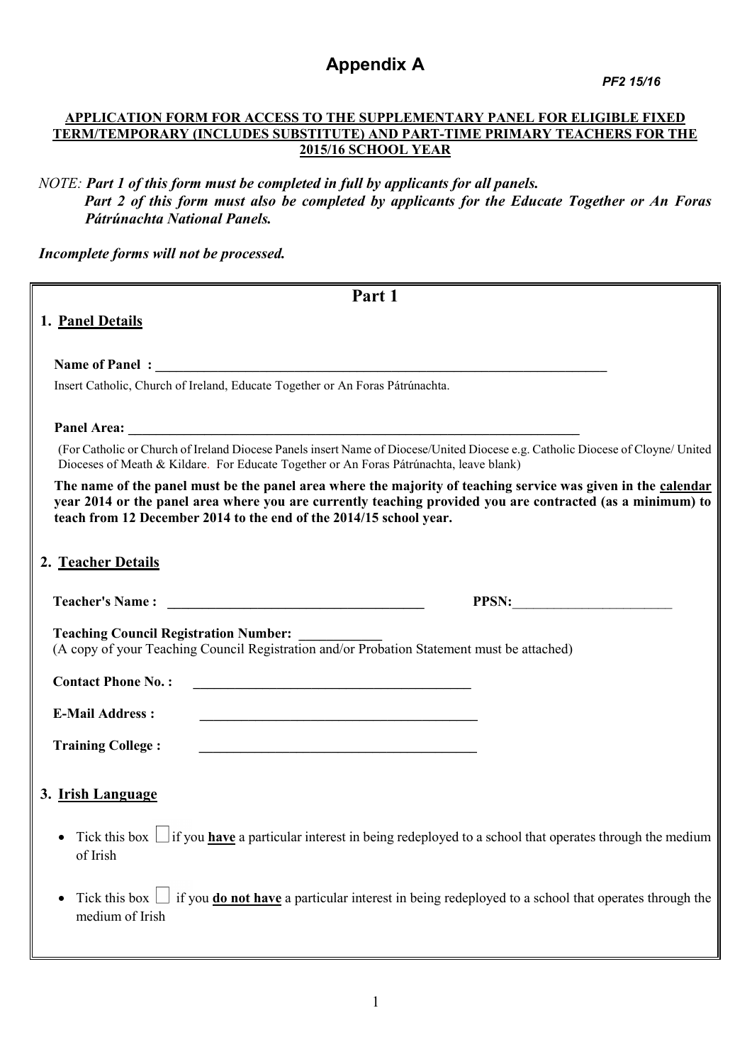# Appendix A

***PF2 15/16***

**APPLICATION FORM FOR ACCESS TO THE SUPPLEMENTARY PANEL FOR ELIGIBLE FIXED TERM/TEMPORARY (INCLUDES SUBSTITUTE) AND PART-TIME PRIMARY TEACHERS FOR THE 2015/16 SCHOOL YEAR**

*NOTE:* ***Part 1 of this form must be completed in full by applicants for all panels.***
***Part 2 of this form must also be completed by applicants for the Educate Together or An Foras Pátrúnachta National Panels.***

***Incomplete forms will not be processed.***

## Part 1

### 1. Panel Details

**Name of Panel :** ____________________________________________________________________

Insert Catholic, Church of Ireland, Educate Together or An Foras Pátrúnachta.

**Panel Area:** ____________________________________________________________________

(For Catholic or Church of Ireland Diocese Panels insert Name of Diocese/United Diocese e.g. Catholic Diocese of Cloyne/ United Dioceses of Meath & Kildare. For Educate Together or An Foras Pátrúnachta, leave blank)

**The name of the panel must be the panel area where the majority of teaching service was given in the calendar year 2014 or the panel area where you are currently teaching provided you are contracted (as a minimum) to teach from 12 December 2014 to the end of the 2014/15 school year.**

### 2. Teacher Details

**Teacher's Name :** ______________________________________ **PPSN:**________________________

**Teaching Council Registration Number:** ____________
(A copy of your Teaching Council Registration and/or Probation Statement must be attached)

**Contact Phone No. :** ________________________________________

**E-Mail Address :** ________________________________________

**Training College :** ________________________________________

### 3. Irish Language

- Tick this box ☐ if you **have** a particular interest in being redeployed to a school that operates through the medium of Irish
- Tick this box ☐ if you **do not have** a particular interest in being redeployed to a school that operates through the medium of Irish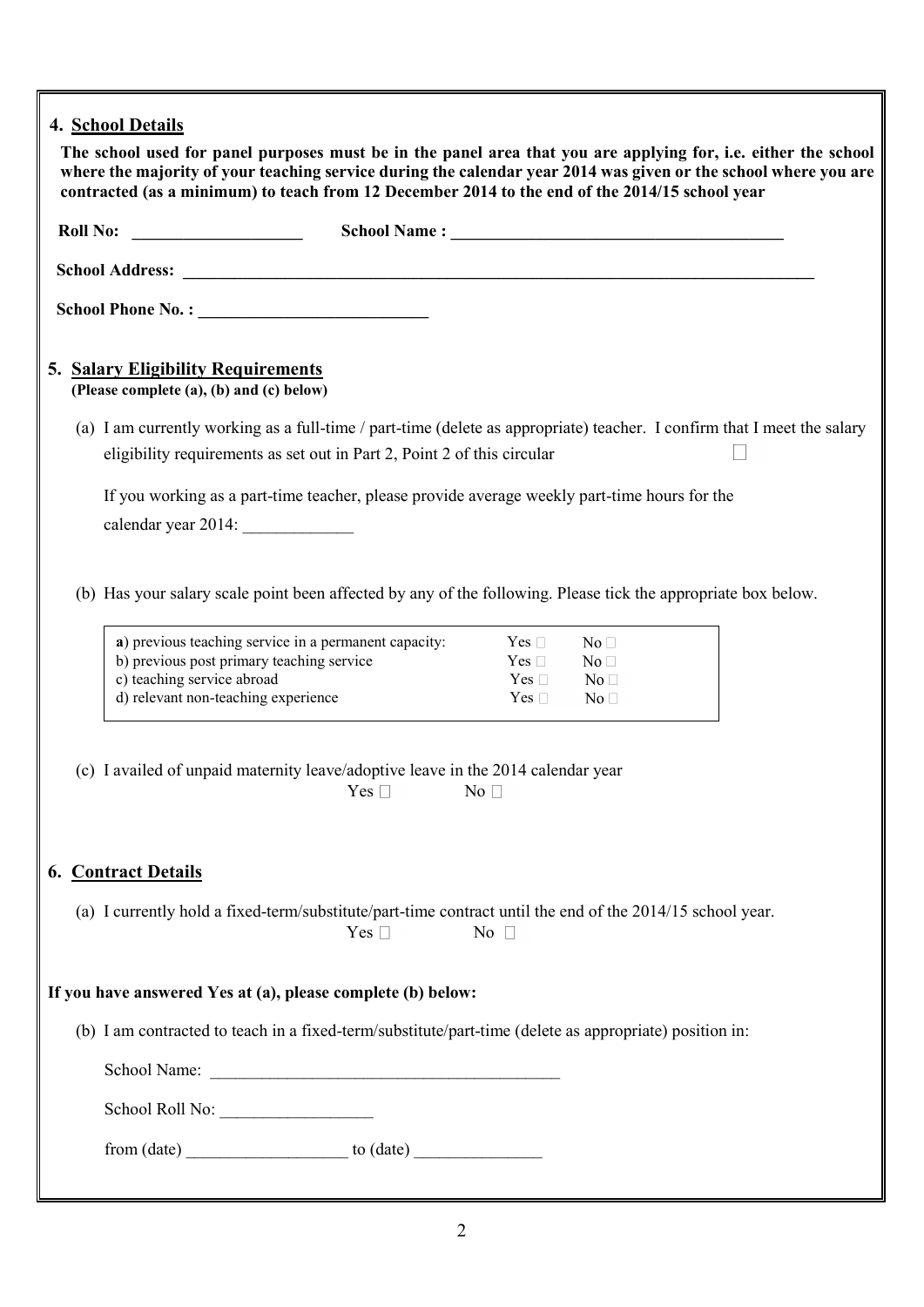## 4. School Details

**The school used for panel purposes must be in the panel area that you are applying for, i.e. either the school where the majority of your teaching service during the calendar year 2014 was given or the school where you are contracted (as a minimum) to teach from 12 December 2014 to the end of the 2014/15 school year**

**Roll No:** ____________________ **School Name :** ________________________________________

**School Address:** ________________________________________________________________________________

**School Phone No. :** ___________________________

## 5. Salary Eligibility Requirements

**(Please complete (a), (b) and (c) below)**

(a) I am currently working as a full-time / part-time (delete as appropriate) teacher. I confirm that I meet the salary eligibility requirements as set out in Part 2, Point 2 of this circular ☐

If you working as a part-time teacher, please provide average weekly part-time hours for the calendar year 2014: _____________

(b) Has your salary scale point been affected by any of the following. Please tick the appropriate box below.

| | | |
|---|---|---|
| **a**) previous teaching service in a permanent capacity: | Yes ☐ | No ☐ |
| b) previous post primary teaching service | Yes ☐ | No ☐ |
| c) teaching service abroad | Yes ☐ | No ☐ |
| d) relevant non-teaching experience | Yes ☐ | No ☐ |

(c) I availed of unpaid maternity leave/adoptive leave in the 2014 calendar year

Yes ☐ No ☐

## 6. Contract Details

(a) I currently hold a fixed-term/substitute/part-time contract until the end of the 2014/15 school year.

Yes ☐ No ☐

**If you have answered Yes at (a), please complete (b) below:**

(b) I am contracted to teach in a fixed-term/substitute/part-time (delete as appropriate) position in:

School Name: __________________________________________

School Roll No: __________________

from (date) ___________________ to (date) _______________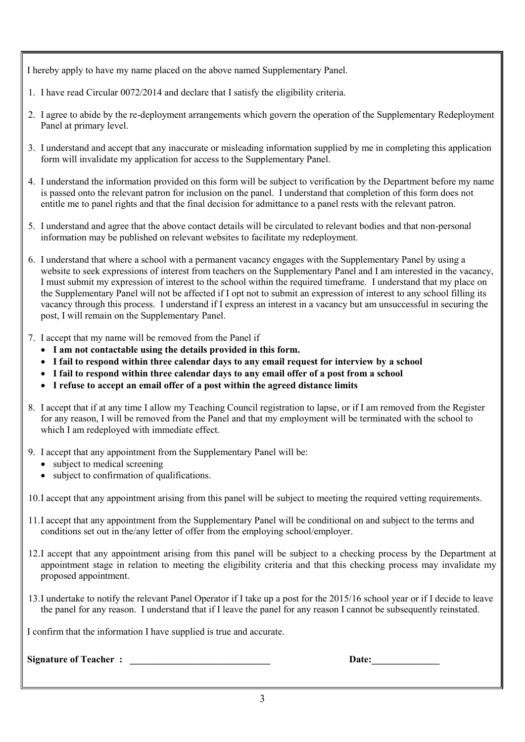I hereby apply to have my name placed on the above named Supplementary Panel.

1. I have read Circular 0072/2014 and declare that I satisfy the eligibility criteria.

2. I agree to abide by the re-deployment arrangements which govern the operation of the Supplementary Redeployment Panel at primary level.

3. I understand and accept that any inaccurate or misleading information supplied by me in completing this application form will invalidate my application for access to the Supplementary Panel.

4. I understand the information provided on this form will be subject to verification by the Department before my name is passed onto the relevant patron for inclusion on the panel. I understand that completion of this form does not entitle me to panel rights and that the final decision for admittance to a panel rests with the relevant patron.

5. I understand and agree that the above contact details will be circulated to relevant bodies and that non-personal information may be published on relevant websites to facilitate my redeployment.

6. I understand that where a school with a permanent vacancy engages with the Supplementary Panel by using a website to seek expressions of interest from teachers on the Supplementary Panel and I am interested in the vacancy, I must submit my expression of interest to the school within the required timeframe. I understand that my place on the Supplementary Panel will not be affected if I opt not to submit an expression of interest to any school filling its vacancy through this process. I understand if I express an interest in a vacancy but am unsuccessful in securing the post, I will remain on the Supplementary Panel.

7. I accept that my name will be removed from the Panel if
   - **I am not contactable using the details provided in this form.**
   - **I fail to respond within three calendar days to any email request for interview by a school**
   - **I fail to respond within three calendar days to any email offer of a post from a school**
   - **I refuse to accept an email offer of a post within the agreed distance limits**

8. I accept that if at any time I allow my Teaching Council registration to lapse, or if I am removed from the Register for any reason, I will be removed from the Panel and that my employment will be terminated with the school to which I am redeployed with immediate effect.

9. I accept that any appointment from the Supplementary Panel will be:
   - subject to medical screening
   - subject to confirmation of qualifications.

10. I accept that any appointment arising from this panel will be subject to meeting the required vetting requirements.

11. I accept that any appointment from the Supplementary Panel will be conditional on and subject to the terms and conditions set out in the/any letter of offer from the employing school/employer.

12. I accept that any appointment arising from this panel will be subject to a checking process by the Department at appointment stage in relation to meeting the eligibility criteria and that this checking process may invalidate my proposed appointment.

13. I undertake to notify the relevant Panel Operator if I take up a post for the 2015/16 school year or if I decide to leave the panel for any reason. I understand that if I leave the panel for any reason I cannot be subsequently reinstated.

I confirm that the information I have supplied is true and accurate.

**Signature of Teacher : \_\_\_\_\_\_\_\_\_\_\_\_\_\_\_\_\_\_\_\_\_\_\_\_\_\_\_\_\_\_ Date:\_\_\_\_\_\_\_\_\_\_\_\_\_\_\_**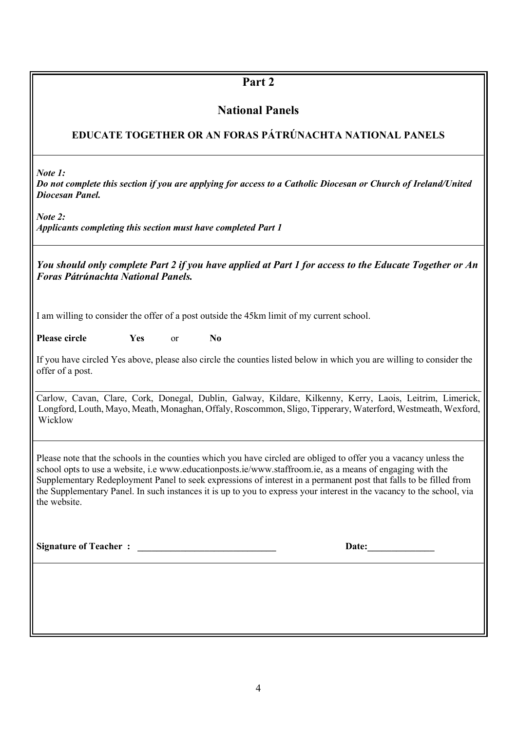## Part 2

## National Panels

### EDUCATE TOGETHER OR AN FORAS PÁTRÚNACHTA NATIONAL PANELS

***Note 1:***
***Do not complete this section if you are applying for access to a Catholic Diocesan or Church of Ireland/United Diocesan Panel.***

***Note 2:***
***Applicants completing this section must have completed Part 1***

***You should only complete Part 2 if you have applied at Part 1 for access to the Educate Together or An Foras Pátrúnachta National Panels.***

I am willing to consider the offer of a post outside the 45km limit of my current school.

**Please circle** **Yes** or **No**

If you have circled Yes above, please also circle the counties listed below in which you are willing to consider the offer of a post.

Carlow, Cavan, Clare, Cork, Donegal, Dublin, Galway, Kildare, Kilkenny, Kerry, Laois, Leitrim, Limerick, Longford, Louth, Mayo, Meath, Monaghan, Offaly, Roscommon, Sligo, Tipperary, Waterford, Westmeath, Wexford, Wicklow

Please note that the schools in the counties which you have circled are obliged to offer you a vacancy unless the school opts to use a website, i.e www.educationposts.ie/www.staffroom.ie, as a means of engaging with the Supplementary Redeployment Panel to seek expressions of interest in a permanent post that falls to be filled from the Supplementary Panel. In such instances it is up to you to express your interest in the vacancy to the school, via the website.

**Signature of Teacher :** ______________________________ **Date:**______________